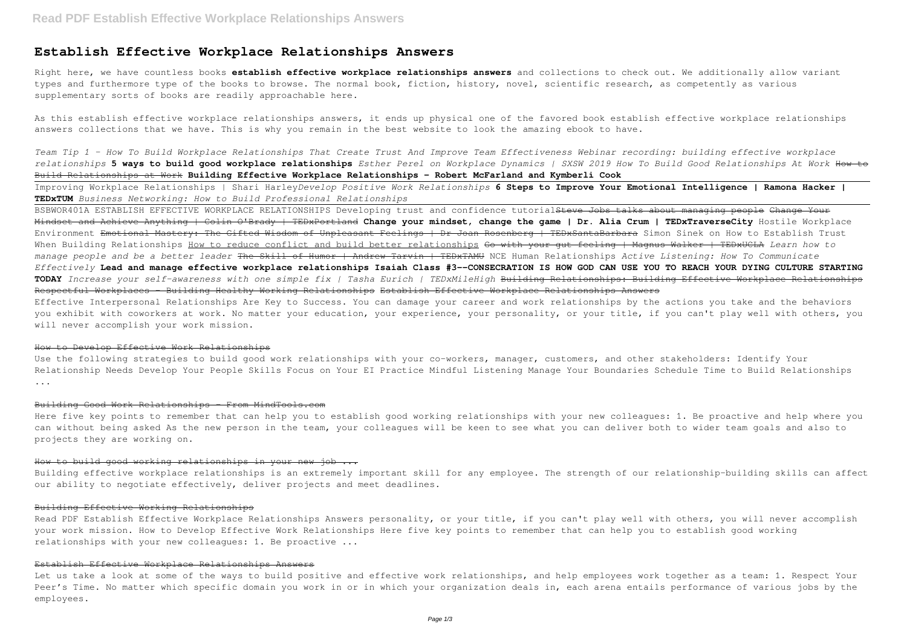# Establish Effective Workplace Relationships Answers

Right here, we have countless books **establish effective workplace relationships answers** and collections to check out. We additionally allow variant types and furthermore type of the books to browse. The normal book, fiction, history, novel, scientific research, as competently as various supplementary sorts of books are readily approachable here.

As this establish effective workplace relationships answers, it ends up physical one of the favored book establish effective workplace relationships answers collections that we have. This is why you remain in the best website to look the amazing ebook to have.

*Team Tip 1 - How To Build Workplace Relationships That Create Trust And Improve Team Effectiveness Webinar recording: building effective workplace relationships* **5 ways to build good workplace relationships** *Esther Perel on Workplace Dynamics | SXSW 2019 How To Build Good Relationships At Work* ~~How to Build Relationships at Work~~ **Building Effective Workplace Relationships - Robert McFarland and Kymberli Cook**

Improving Workplace Relationships | Shari Harley*Develop Positive Work Relationships* **6 Steps to Improve Your Emotional Intelligence | Ramona Hacker | TEDxTUM** *Business Networking: How to Build Professional Relationships*

BSBWOR401A ESTABLISH EFFECTIVE WORKPLACE RELATIONSHIPS Developing trust and confidence tutorial~~Steve Jobs talks about managing people~~ ~~Change Your Mindset and Achieve Anything | Colin O'Brady | TEDxPortland~~ **Change your mindset, change the game | Dr. Alia Crum | TEDxTraverseCity** Hostile Workplace Environment ~~Emotional Mastery: The Gifted Wisdom of Unpleasant Feelings | Dr Joan Rosenberg | TEDxSantaBarbara~~ Simon Sinek on How to Establish Trust When Building Relationships How to reduce conflict and build better relationships ~~Go with your gut feeling | Magnus Walker | TEDxUCLA~~ *Learn how to manage people and be a better leader* ~~The Skill of Humor | Andrew Tarvin | TEDxTAMU~~ NCE Human Relationships *Active Listening: How To Communicate Effectively* **Lead and manage effective workplace relationships Isaiah Class #3--CONSECRATION IS HOW GOD CAN USE YOU TO REACH YOUR DYING CULTURE STARTING TODAY** *Increase your self-awareness with one simple fix | Tasha Eurich | TEDxMileHigh* ~~Building Relationships: Building Effective Workplace Relationships~~ ~~Respectful Workplaces - Building Healthy Working Relationships~~ ~~Establish Effective Workplace Relationships Answers~~

Effective Interpersonal Relationships Are Key to Success. You can damage your career and work relationships by the actions you take and the behaviors you exhibit with coworkers at work. No matter your education, your experience, your personality, or your title, if you can't play well with others, you will never accomplish your work mission.

## ~~How to Develop Effective Work Relationships~~

Use the following strategies to build good work relationships with your co-workers, manager, customers, and other stakeholders: Identify Your Relationship Needs Develop Your People Skills Focus on Your EI Practice Mindful Listening Manage Your Boundaries Schedule Time to Build Relationships ...

## ~~Building Good Work Relationships - From MindTools.com~~

Here five key points to remember that can help you to establish good working relationships with your new colleagues: 1. Be proactive and help where you can without being asked As the new person in the team, your colleagues will be keen to see what you can deliver both to wider team goals and also to projects they are working on.

## ~~How to build good working relationships in your new job ...~~

Building effective workplace relationships is an extremely important skill for any employee. The strength of our relationship-building skills can affect our ability to negotiate effectively, deliver projects and meet deadlines.

## ~~Building Effective Working Relationships~~

Read PDF Establish Effective Workplace Relationships Answers personality, or your title, if you can't play well with others, you will never accomplish your work mission. How to Develop Effective Work Relationships Here five key points to remember that can help you to establish good working relationships with your new colleagues: 1. Be proactive ...

## ~~Establish Effective Workplace Relationships Answers~~

Let us take a look at some of the ways to build positive and effective work relationships, and help employees work together as a team: 1. Respect Your Peer's Time. No matter which specific domain you work in or in which your organization deals in, each arena entails performance of various jobs by the employees.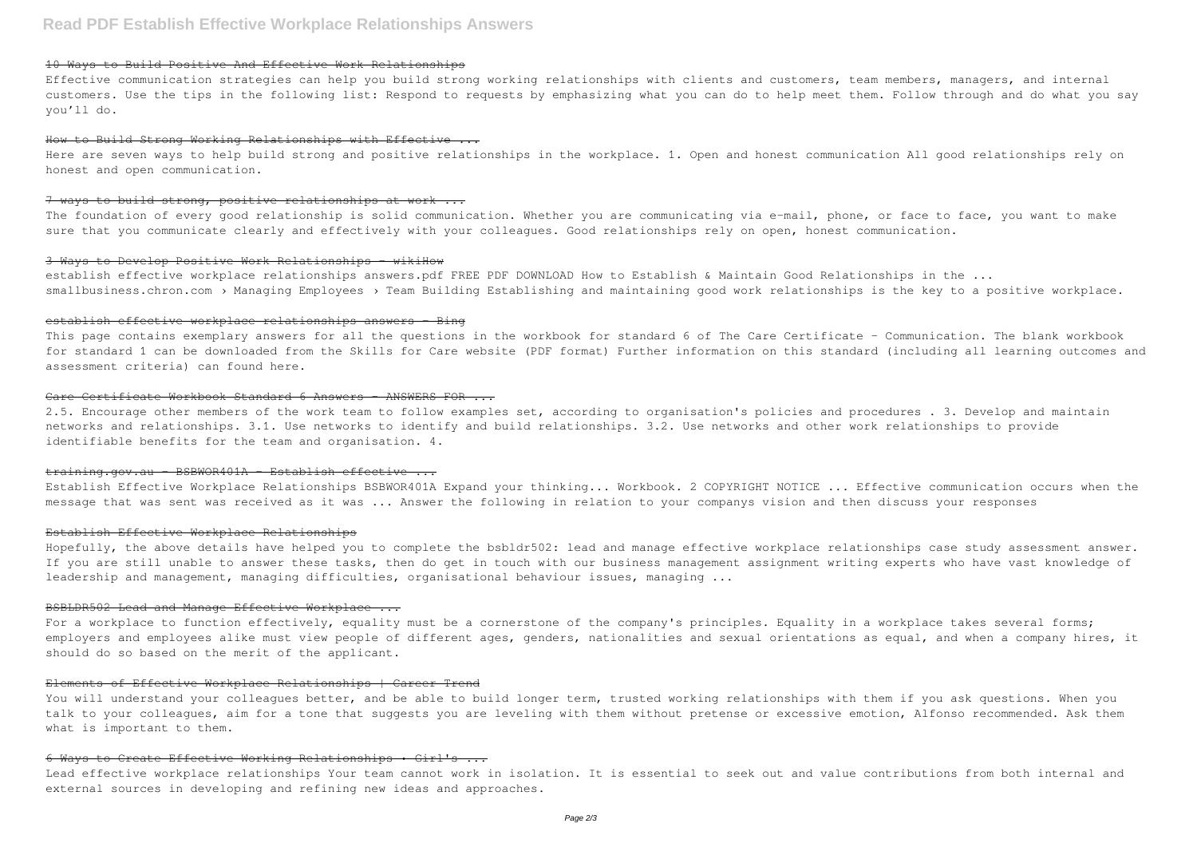### 10 Ways to Build Positive And Effective Work Relationships

Effective communication strategies can help you build strong working relationships with clients and customers, team members, managers, and internal customers. Use the tips in the following list: Respond to requests by emphasizing what you can do to help meet them. Follow through and do what you say you'll do.

### How to Build Strong Working Relationships with Effective ...

Here are seven ways to help build strong and positive relationships in the workplace. 1. Open and honest communication All good relationships rely on honest and open communication.

### 7 ways to build strong, positive relationships at work ...

The foundation of every good relationship is solid communication. Whether you are communicating via e-mail, phone, or face to face, you want to make sure that you communicate clearly and effectively with your colleagues. Good relationships rely on open, honest communication.

### 3 Ways to Develop Positive Work Relationships - wikiHow

establish effective workplace relationships answers.pdf FREE PDF DOWNLOAD How to Establish & Maintain Good Relationships in the ... smallbusiness.chron.com › Managing Employees › Team Building Establishing and maintaining good work relationships is the key to a positive workplace.

### establish effective workplace relationships answers - Bing

This page contains exemplary answers for all the questions in the workbook for standard 6 of The Care Certificate – Communication. The blank workbook for standard 1 can be downloaded from the Skills for Care website (PDF format) Further information on this standard (including all learning outcomes and assessment criteria) can found here.

### Care Certificate Workbook Standard 6 Answers - ANSWERS FOR ...

2.5. Encourage other members of the work team to follow examples set, according to organisation's policies and procedures . 3. Develop and maintain networks and relationships. 3.1. Use networks to identify and build relationships. 3.2. Use networks and other work relationships to provide identifiable benefits for the team and organisation. 4.

### training.gov.au - BSBWOR401A - Establish effective ...

Establish Effective Workplace Relationships BSBWOR401A Expand your thinking... Workbook. 2 COPYRIGHT NOTICE ... Effective communication occurs when the message that was sent was received as it was ... Answer the following in relation to your companys vision and then discuss your responses

### Establish Effective Workplace Relationships

Hopefully, the above details have helped you to complete the bsbldr502: lead and manage effective workplace relationships case study assessment answer. If you are still unable to answer these tasks, then do get in touch with our business management assignment writing experts who have vast knowledge of leadership and management, managing difficulties, organisational behaviour issues, managing ...

### BSBLDR502 Lead and Manage Effective Workplace ...

For a workplace to function effectively, equality must be a cornerstone of the company's principles. Equality in a workplace takes several forms; employers and employees alike must view people of different ages, genders, nationalities and sexual orientations as equal, and when a company hires, it should do so based on the merit of the applicant.

### Elements of Effective Workplace Relationships | Career Trend

You will understand your colleagues better, and be able to build longer term, trusted working relationships with them if you ask questions. When you talk to your colleagues, aim for a tone that suggests you are leveling with them without pretense or excessive emotion, Alfonso recommended. Ask them what is important to them.

### 6 Ways to Create Effective Working Relationships • Girl's ...

Lead effective workplace relationships Your team cannot work in isolation. It is essential to seek out and value contributions from both internal and external sources in developing and refining new ideas and approaches.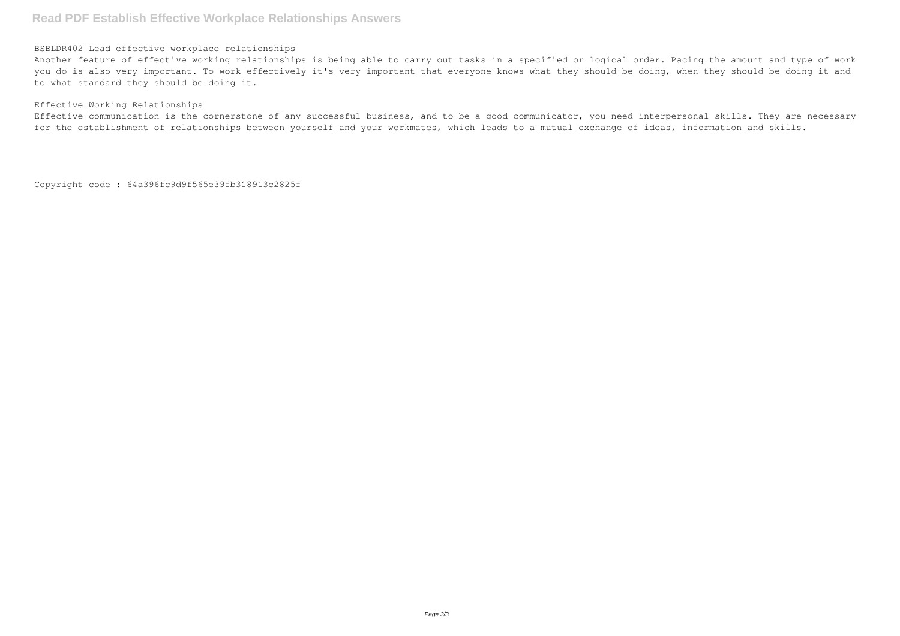## BSBLDR402 Lead effective workplace relationships

Another feature of effective working relationships is being able to carry out tasks in a specified or logical order. Pacing the amount and type of work you do is also very important. To work effectively it's very important that everyone knows what they should be doing, when they should be doing it and to what standard they should be doing it.

## Effective Working Relationships

Effective communication is the cornerstone of any successful business, and to be a good communicator, you need interpersonal skills. They are necessary for the establishment of relationships between yourself and your workmates, which leads to a mutual exchange of ideas, information and skills.

Copyright code : 64a396fc9d9f565e39fb318913c2825f